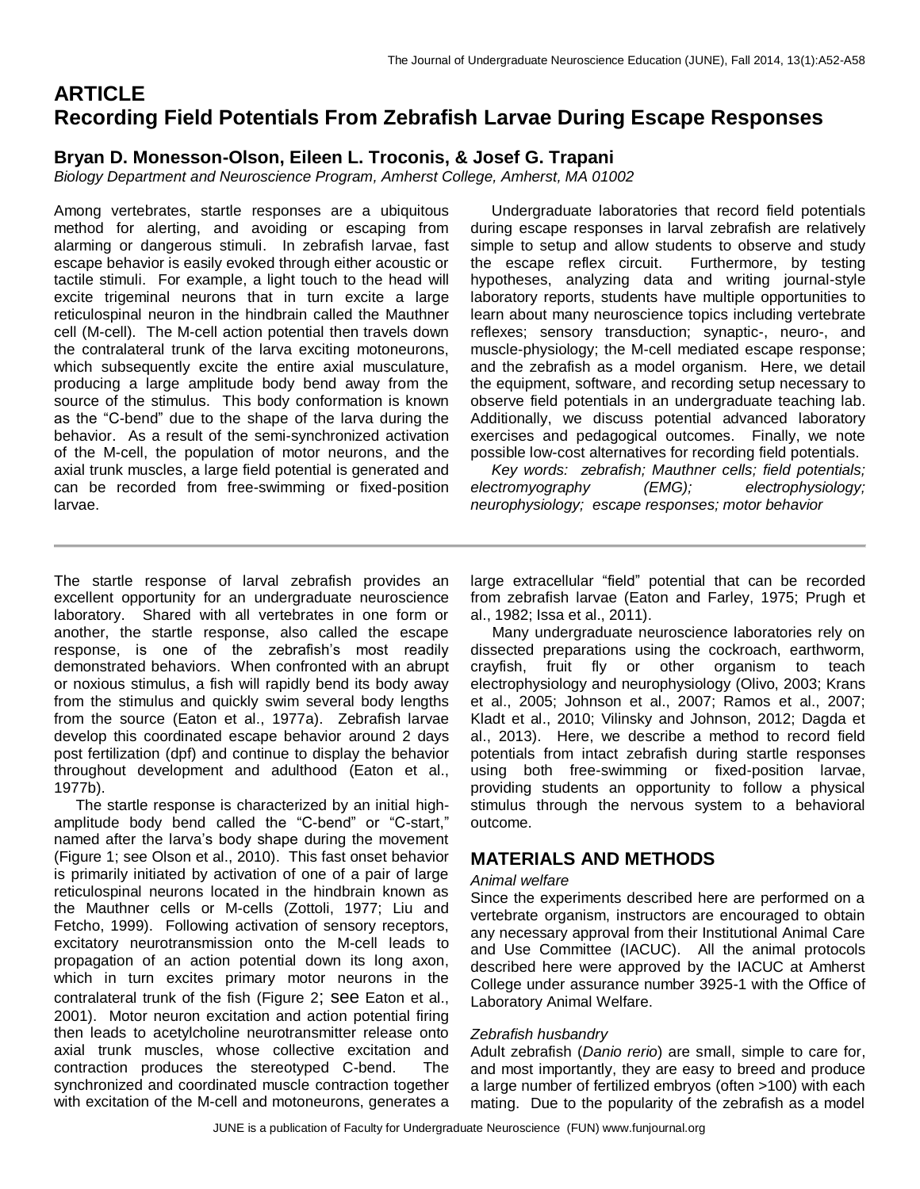# ARTICLE
# Recording Field Potentials From Zebrafish Larvae During Escape Responses

**Bryan D. Monesson-Olson, Eileen L. Troconis, & Josef G. Trapani**

*Biology Department and Neuroscience Program, Amherst College, Amherst, MA 01002*

Among vertebrates, startle responses are a ubiquitous method for alerting, and avoiding or escaping from alarming or dangerous stimuli. In zebrafish larvae, fast escape behavior is easily evoked through either acoustic or tactile stimuli. For example, a light touch to the head will excite trigeminal neurons that in turn excite a large reticulospinal neuron in the hindbrain called the Mauthner cell (M-cell). The M-cell action potential then travels down the contralateral trunk of the larva exciting motoneurons, which subsequently excite the entire axial musculature, producing a large amplitude body bend away from the source of the stimulus. This body conformation is known as the "C-bend" due to the shape of the larva during the behavior. As a result of the semi-synchronized activation of the M-cell, the population of motor neurons, and the axial trunk muscles, a large field potential is generated and can be recorded from free-swimming or fixed-position larvae.

Undergraduate laboratories that record field potentials during escape responses in larval zebrafish are relatively simple to setup and allow students to observe and study the escape reflex circuit. Furthermore, by testing hypotheses, analyzing data and writing journal-style laboratory reports, students have multiple opportunities to learn about many neuroscience topics including vertebrate reflexes; sensory transduction; synaptic-, neuro-, and muscle-physiology; the M-cell mediated escape response; and the zebrafish as a model organism. Here, we detail the equipment, software, and recording setup necessary to observe field potentials in an undergraduate teaching lab. Additionally, we discuss potential advanced laboratory exercises and pedagogical outcomes. Finally, we note possible low-cost alternatives for recording field potentials.

*Key words: zebrafish; Mauthner cells; field potentials; electromyography (EMG); electrophysiology; neurophysiology; escape responses; motor behavior*

---

The startle response of larval zebrafish provides an excellent opportunity for an undergraduate neuroscience laboratory. Shared with all vertebrates in one form or another, the startle response, also called the escape response, is one of the zebrafish's most readily demonstrated behaviors. When confronted with an abrupt or noxious stimulus, a fish will rapidly bend its body away from the stimulus and quickly swim several body lengths from the source (Eaton et al., 1977a). Zebrafish larvae develop this coordinated escape behavior around 2 days post fertilization (dpf) and continue to display the behavior throughout development and adulthood (Eaton et al., 1977b).

The startle response is characterized by an initial high-amplitude body bend called the "C-bend" or "C-start," named after the larva's body shape during the movement (Figure 1; see Olson et al., 2010). This fast onset behavior is primarily initiated by activation of one of a pair of large reticulospinal neurons located in the hindbrain known as the Mauthner cells or M-cells (Zottoli, 1977; Liu and Fetcho, 1999). Following activation of sensory receptors, excitatory neurotransmission onto the M-cell leads to propagation of an action potential down its long axon, which in turn excites primary motor neurons in the contralateral trunk of the fish (Figure 2; see Eaton et al., 2001). Motor neuron excitation and action potential firing then leads to acetylcholine neurotransmitter release onto axial trunk muscles, whose collective excitation and contraction produces the stereotyped C-bend. The synchronized and coordinated muscle contraction together with excitation of the M-cell and motoneurons, generates a large extracellular "field" potential that can be recorded from zebrafish larvae (Eaton and Farley, 1975; Prugh et al., 1982; Issa et al., 2011).

Many undergraduate neuroscience laboratories rely on dissected preparations using the cockroach, earthworm, crayfish, fruit fly or other organism to teach electrophysiology and neurophysiology (Olivo, 2003; Krans et al., 2005; Johnson et al., 2007; Ramos et al., 2007; Kladt et al., 2010; Vilinsky and Johnson, 2012; Dagda et al., 2013). Here, we describe a method to record field potentials from intact zebrafish during startle responses using both free-swimming or fixed-position larvae, providing students an opportunity to follow a physical stimulus through the nervous system to a behavioral outcome.

## MATERIALS AND METHODS

### *Animal welfare*

Since the experiments described here are performed on a vertebrate organism, instructors are encouraged to obtain any necessary approval from their Institutional Animal Care and Use Committee (IACUC). All the animal protocols described here were approved by the IACUC at Amherst College under assurance number 3925-1 with the Office of Laboratory Animal Welfare.

### *Zebrafish husbandry*

Adult zebrafish (*Danio rerio*) are small, simple to care for, and most importantly, they are easy to breed and produce a large number of fertilized embryos (often >100) with each mating. Due to the popularity of the zebrafish as a model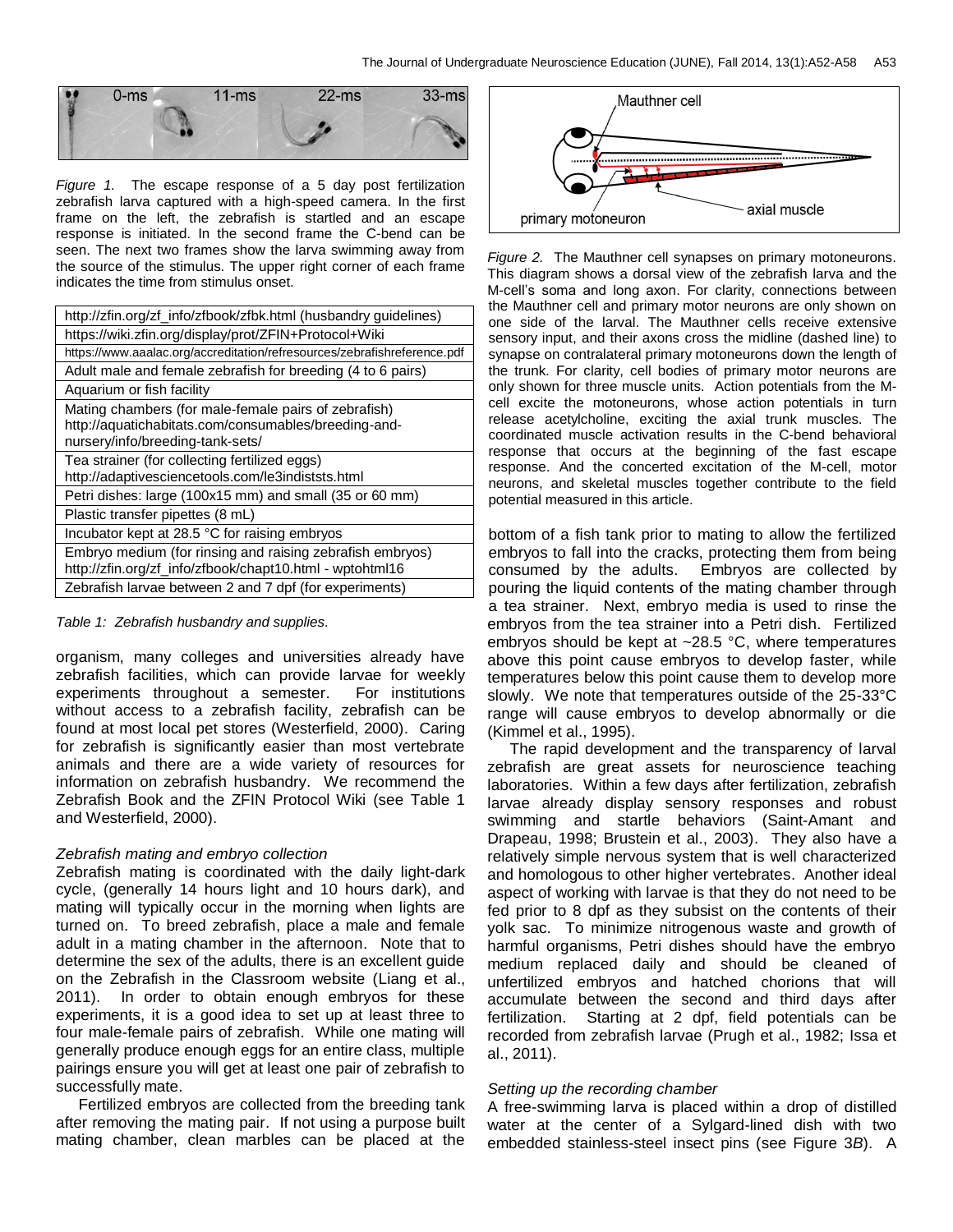*Figure 1.* The escape response of a 5 day post fertilization zebrafish larva captured with a high-speed camera. In the first frame on the left, the zebrafish is startled and an escape response is initiated. In the second frame the C-bend can be seen. The next two frames show the larva swimming away from the source of the stimulus. The upper right corner of each frame indicates the time from stimulus onset.

| http://zfin.org/zf_info/zfbook/zfbk.html (husbandry guidelines) |
|---|
| https://wiki.zfin.org/display/prot/ZFIN+Protocol+Wiki |
| https://www.aaalac.org/accreditation/refresources/zebrafishreference.pdf |
| Adult male and female zebrafish for breeding (4 to 6 pairs) |
| Aquarium or fish facility |
| Mating chambers (for male-female pairs of zebrafish) http://aquatichabitats.com/consumables/breeding-and-nursery/info/breeding-tank-sets/ |
| Tea strainer (for collecting fertilized eggs) http://adaptivesciencetools.com/le3indiststs.html |
| Petri dishes: large (100x15 mm) and small (35 or 60 mm) |
| Plastic transfer pipettes (8 mL) |
| Incubator kept at 28.5 °C for raising embryos |
| Embryo medium (for rinsing and raising zebrafish embryos) http://zfin.org/zf_info/zfbook/chapt10.html - wptohtml16 |
| Zebrafish larvae between 2 and 7 dpf (for experiments) |

*Table 1: Zebrafish husbandry and supplies.*

organism, many colleges and universities already have zebrafish facilities, which can provide larvae for weekly experiments throughout a semester. For institutions without access to a zebrafish facility, zebrafish can be found at most local pet stores (Westerfield, 2000). Caring for zebrafish is significantly easier than most vertebrate animals and there are a wide variety of resources for information on zebrafish husbandry. We recommend the Zebrafish Book and the ZFIN Protocol Wiki (see Table 1 and Westerfield, 2000).

*Zebrafish mating and embryo collection*

Zebrafish mating is coordinated with the daily light-dark cycle, (generally 14 hours light and 10 hours dark), and mating will typically occur in the morning when lights are turned on. To breed zebrafish, place a male and female adult in a mating chamber in the afternoon. Note that to determine the sex of the adults, there is an excellent guide on the Zebrafish in the Classroom website (Liang et al., 2011). In order to obtain enough embryos for these experiments, it is a good idea to set up at least three to four male-female pairs of zebrafish. While one mating will generally produce enough eggs for an entire class, multiple pairings ensure you will get at least one pair of zebrafish to successfully mate.

Fertilized embryos are collected from the breeding tank after removing the mating pair. If not using a purpose built mating chamber, clean marbles can be placed at the bottom of a fish tank prior to mating to allow the fertilized embryos to fall into the cracks, protecting them from being consumed by the adults. Embryos are collected by pouring the liquid contents of the mating chamber through a tea strainer. Next, embryo media is used to rinse the embryos from the tea strainer into a Petri dish. Fertilized embryos should be kept at ~28.5 °C, where temperatures above this point cause embryos to develop faster, while temperatures below this point cause them to develop more slowly. We note that temperatures outside of the 25-33°C range will cause embryos to develop abnormally or die (Kimmel et al., 1995).

The rapid development and the transparency of larval zebrafish are great assets for neuroscience teaching laboratories. Within a few days after fertilization, zebrafish larvae already display sensory responses and robust swimming and startle behaviors (Saint-Amant and Drapeau, 1998; Brustein et al., 2003). They also have a relatively simple nervous system that is well characterized and homologous to other higher vertebrates. Another ideal aspect of working with larvae is that they do not need to be fed prior to 8 dpf as they subsist on the contents of their yolk sac. To minimize nitrogenous waste and growth of harmful organisms, Petri dishes should have the embryo medium replaced daily and should be cleaned of unfertilized embryos and hatched chorions that will accumulate between the second and third days after fertilization. Starting at 2 dpf, field potentials can be recorded from zebrafish larvae (Prugh et al., 1982; Issa et al., 2011).

*Figure 2.* The Mauthner cell synapses on primary motoneurons. This diagram shows a dorsal view of the zebrafish larva and the M-cell's soma and long axon. For clarity, connections between the Mauthner cell and primary motor neurons are only shown on one side of the larval. The Mauthner cells receive extensive sensory input, and their axons cross the midline (dashed line) to synapse on contralateral primary motoneurons down the length of the trunk. For clarity, cell bodies of primary motor neurons are only shown for three muscle units. Action potentials from the M-cell excite the motoneurons, whose action potentials in turn release acetylcholine, exciting the axial trunk muscles. The coordinated muscle activation results in the C-bend behavioral response that occurs at the beginning of the fast escape response. And the concerted excitation of the M-cell, motor neurons, and skeletal muscles together contribute to the field potential measured in this article.

*Setting up the recording chamber*

A free-swimming larva is placed within a drop of distilled water at the center of a Sylgard-lined dish with two embedded stainless-steel insect pins (see Figure 3*B*). A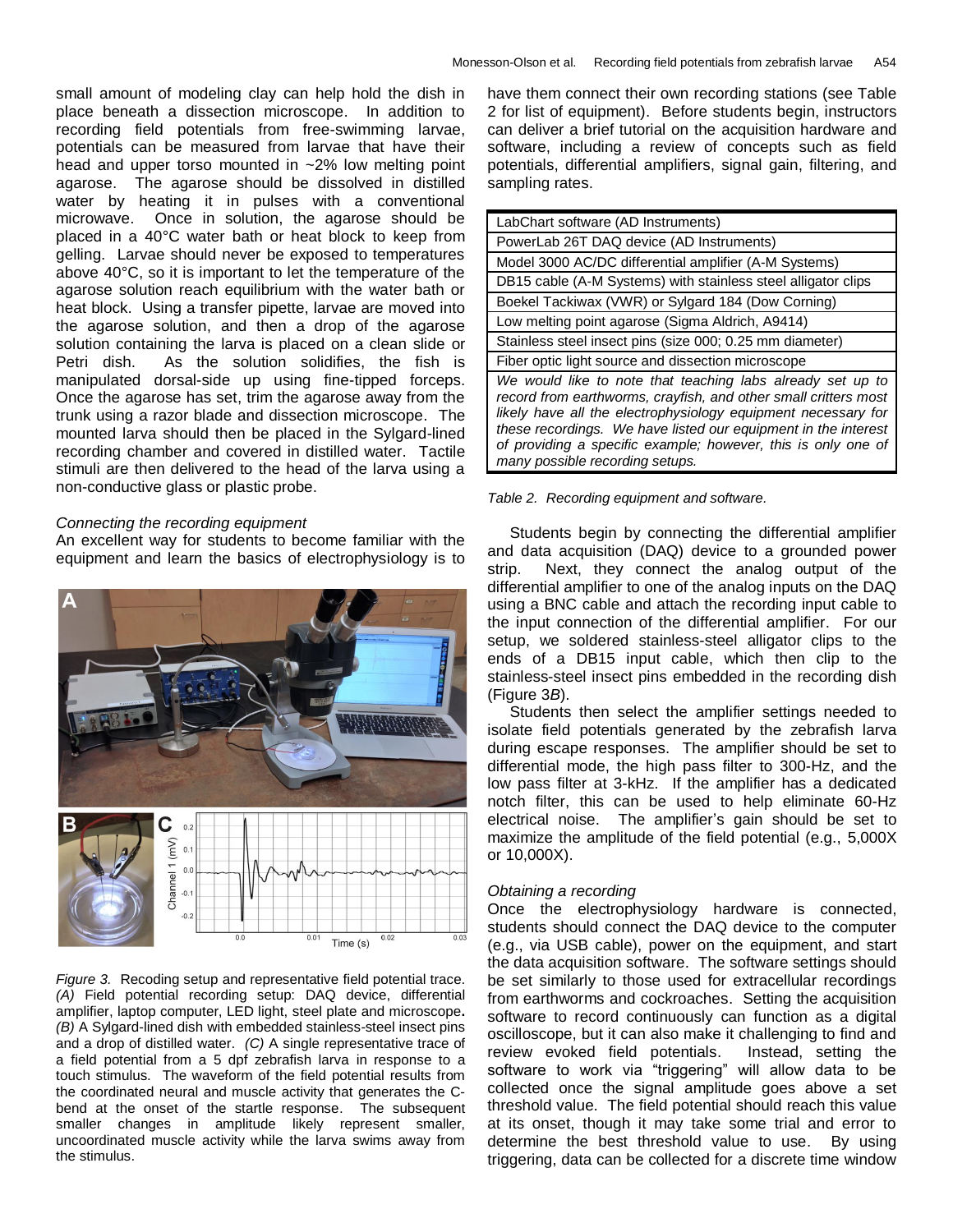small amount of modeling clay can help hold the dish in place beneath a dissection microscope. In addition to recording field potentials from free-swimming larvae, potentials can be measured from larvae that have their head and upper torso mounted in ~2% low melting point agarose. The agarose should be dissolved in distilled water by heating it in pulses with a conventional microwave. Once in solution, the agarose should be placed in a 40°C water bath or heat block to keep from gelling. Larvae should never be exposed to temperatures above 40°C, so it is important to let the temperature of the agarose solution reach equilibrium with the water bath or heat block. Using a transfer pipette, larvae are moved into the agarose solution, and then a drop of the agarose solution containing the larva is placed on a clean slide or Petri dish. As the solution solidifies, the fish is manipulated dorsal-side up using fine-tipped forceps. Once the agarose has set, trim the agarose away from the trunk using a razor blade and dissection microscope. The mounted larva should then be placed in the Sylgard-lined recording chamber and covered in distilled water. Tactile stimuli are then delivered to the head of the larva using a non-conductive glass or plastic probe.

*Connecting the recording equipment*

An excellent way for students to become familiar with the equipment and learn the basics of electrophysiology is to have them connect their own recording stations (see Table 2 for list of equipment). Before students begin, instructors can deliver a brief tutorial on the acquisition hardware and software, including a review of concepts such as field potentials, differential amplifiers, signal gain, filtering, and sampling rates.

| LabChart software (AD Instruments) |
|---|
| PowerLab 26T DAQ device (AD Instruments) |
| Model 3000 AC/DC differential amplifier (A-M Systems) |
| DB15 cable (A-M Systems) with stainless steel alligator clips |
| Boekel Tackiwax (VWR) or Sylgard 184 (Dow Corning) |
| Low melting point agarose (Sigma Aldrich, A9414) |
| Stainless steel insect pins (size 000; 0.25 mm diameter) |
| Fiber optic light source and dissection microscope |
| *We would like to note that teaching labs already set up to record from earthworms, crayfish, and other small critters most likely have all the electrophysiology equipment necessary for these recordings. We have listed our equipment in the interest of providing a specific example; however, this is only one of many possible recording setups.* |

*Table 2. Recording equipment and software.*

*Figure 3.* Recoding setup and representative field potential trace. *(A)* Field potential recording setup: DAQ device, differential amplifier, laptop computer, LED light, steel plate and microscope**.** *(B)* A Sylgard-lined dish with embedded stainless-steel insect pins and a drop of distilled water. *(C)* A single representative trace of a field potential from a 5 dpf zebrafish larva in response to a touch stimulus. The waveform of the field potential results from the coordinated neural and muscle activity that generates the C-bend at the onset of the startle response. The subsequent smaller changes in amplitude likely represent smaller, uncoordinated muscle activity while the larva swims away from the stimulus.

Students begin by connecting the differential amplifier and data acquisition (DAQ) device to a grounded power strip. Next, they connect the analog output of the differential amplifier to one of the analog inputs on the DAQ using a BNC cable and attach the recording input cable to the input connection of the differential amplifier. For our setup, we soldered stainless-steel alligator clips to the ends of a DB15 input cable, which then clip to the stainless-steel insect pins embedded in the recording dish (Figure 3*B*).

Students then select the amplifier settings needed to isolate field potentials generated by the zebrafish larva during escape responses. The amplifier should be set to differential mode, the high pass filter to 300-Hz, and the low pass filter at 3-kHz. If the amplifier has a dedicated notch filter, this can be used to help eliminate 60-Hz electrical noise. The amplifier's gain should be set to maximize the amplitude of the field potential (e.g., 5,000X or 10,000X).

*Obtaining a recording*

Once the electrophysiology hardware is connected, students should connect the DAQ device to the computer (e.g., via USB cable), power on the equipment, and start the data acquisition software. The software settings should be set similarly to those used for extracellular recordings from earthworms and cockroaches. Setting the acquisition software to record continuously can function as a digital oscilloscope, but it can also make it challenging to find and review evoked field potentials. Instead, setting the software to work via "triggering" will allow data to be collected once the signal amplitude goes above a set threshold value. The field potential should reach this value at its onset, though it may take some trial and error to determine the best threshold value to use. By using triggering, data can be collected for a discrete time window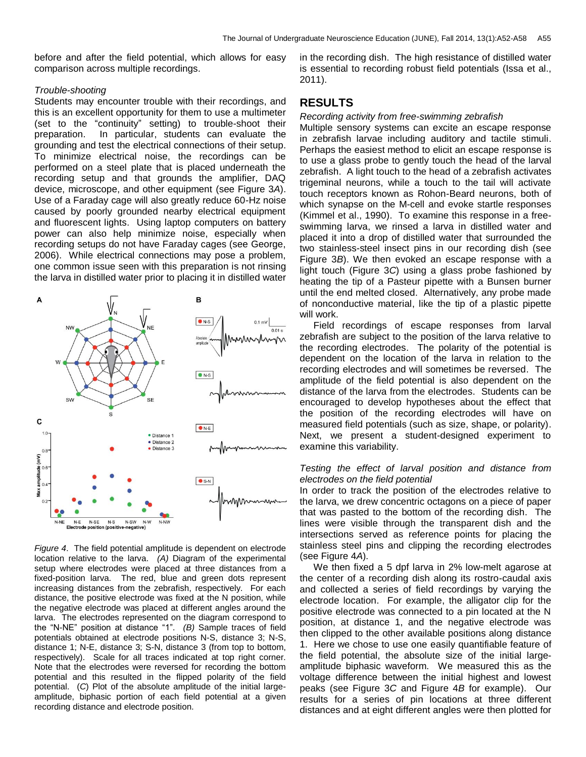before and after the field potential, which allows for easy comparison across multiple recordings.

*Trouble-shooting*

Students may encounter trouble with their recordings, and this is an excellent opportunity for them to use a multimeter (set to the "continuity" setting) to trouble-shoot their preparation. In particular, students can evaluate the grounding and test the electrical connections of their setup. To minimize electrical noise, the recordings can be performed on a steel plate that is placed underneath the recording setup and that grounds the amplifier, DAQ device, microscope, and other equipment (see Figure 3*A*). Use of a Faraday cage will also greatly reduce 60-Hz noise caused by poorly grounded nearby electrical equipment and fluorescent lights. Using laptop computers on battery power can also help minimize noise, especially when recording setups do not have Faraday cages (see George, 2006). While electrical connections may pose a problem, one common issue seen with this preparation is not rinsing the larva in distilled water prior to placing it in distilled water in the recording dish. The high resistance of distilled water is essential to recording robust field potentials (Issa et al., 2011).

*Figure 4*. The field potential amplitude is dependent on electrode location relative to the larva. *(A)* Diagram of the experimental setup where electrodes were placed at three distances from a fixed-position larva. The red, blue and green dots represent increasing distances from the zebrafish, respectively. For each distance, the positive electrode was fixed at the N position, while the negative electrode was placed at different angles around the larva. The electrodes represented on the diagram correspond to the "N-NE" position at distance "1". *(B)* Sample traces of field potentials obtained at electrode positions N-S, distance 3; N-S, distance 1; N-E, distance 3; S-N, distance 3 (from top to bottom, respectively). Scale for all traces indicated at top right corner. Note that the electrodes were reversed for recording the bottom potential and this resulted in the flipped polarity of the field potential. (*C*) Plot of the absolute amplitude of the initial large-amplitude, biphasic portion of each field potential at a given recording distance and electrode position.

## RESULTS

*Recording activity from free-swimming zebrafish*

Multiple sensory systems can excite an escape response in zebrafish larvae including auditory and tactile stimuli. Perhaps the easiest method to elicit an escape response is to use a glass probe to gently touch the head of a larval zebrafish. A light touch to the head of a zebrafish activates trigeminal neurons, while a touch to the tail will activate touch receptors known as Rohon-Beard neurons, both of which synapse on the M-cell and evoke startle responses (Kimmel et al., 1990). To examine this response in a free-swimming larva, we rinsed a larva in distilled water and placed it into a drop of distilled water that surrounded the two stainless-steel insect pins in our recording dish (see Figure 3*B*). We then evoked an escape response with a light touch (Figure 3*C*) using a glass probe fashioned by heating the tip of a Pasteur pipette with a Bunsen burner until the end melted closed. Alternatively, any probe made of nonconductive material, like the tip of a plastic pipette will work.

Field recordings of escape responses from larval zebrafish are subject to the position of the larva relative to the recording electrodes. The polarity of the potential is dependent on the location of the larva in relation to the recording electrodes and will sometimes be reversed. The amplitude of the field potential is also dependent on the distance of the larva from the electrodes. Students can be encouraged to develop hypotheses about the effect that the position of the recording electrodes will have on measured field potentials (such as size, shape, or polarity). Next, we present a student-designed experiment to examine this variability.

*Testing the effect of larval position and distance from electrodes on the field potential*

In order to track the position of the electrodes relative to the larva, we drew concentric octagons on a piece of paper that was pasted to the bottom of the recording dish. The lines were visible through the transparent dish and the intersections served as reference points for placing the stainless steel pins and clipping the recording electrodes (see Figure 4*A*).

We then fixed a 5 dpf larva in 2% low-melt agarose at the center of a recording dish along its rostro-caudal axis and collected a series of field recordings by varying the electrode location. For example, the alligator clip for the positive electrode was connected to a pin located at the N position, at distance 1, and the negative electrode was then clipped to the other available positions along distance 1. Here we chose to use one easily quantifiable feature of the field potential, the absolute size of the initial large-amplitude biphasic waveform. We measured this as the voltage difference between the initial highest and lowest peaks (see Figure 3*C* and Figure 4*B* for example). Our results for a series of pin locations at three different distances and at eight different angles were then plotted for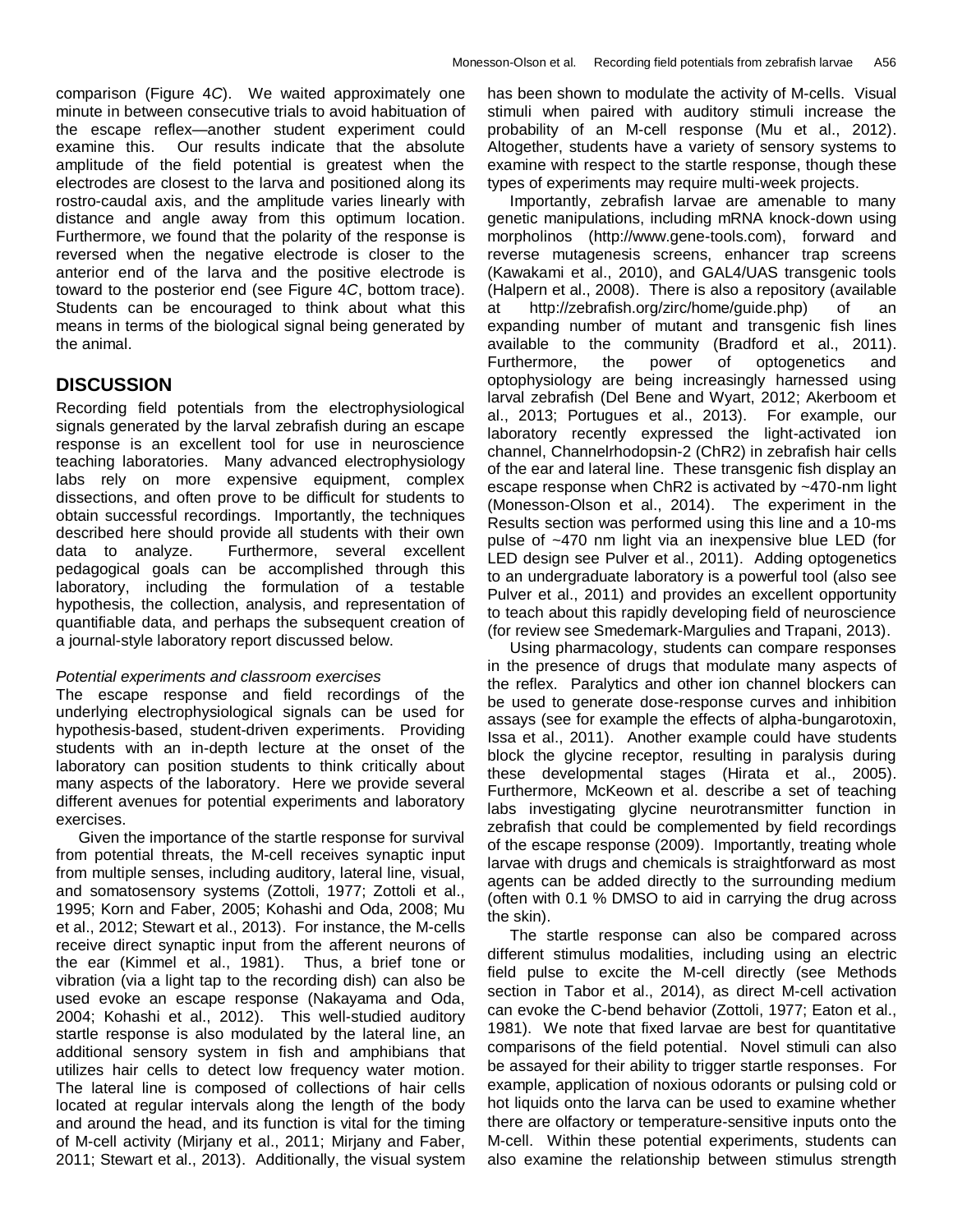comparison (Figure 4*C*). We waited approximately one minute in between consecutive trials to avoid habituation of the escape reflex—another student experiment could examine this. Our results indicate that the absolute amplitude of the field potential is greatest when the electrodes are closest to the larva and positioned along its rostro-caudal axis, and the amplitude varies linearly with distance and angle away from this optimum location. Furthermore, we found that the polarity of the response is reversed when the negative electrode is closer to the anterior end of the larva and the positive electrode is toward to the posterior end (see Figure 4*C*, bottom trace). Students can be encouraged to think about what this means in terms of the biological signal being generated by the animal.

## DISCUSSION

Recording field potentials from the electrophysiological signals generated by the larval zebrafish during an escape response is an excellent tool for use in neuroscience teaching laboratories. Many advanced electrophysiology labs rely on more expensive equipment, complex dissections, and often prove to be difficult for students to obtain successful recordings. Importantly, the techniques described here should provide all students with their own data to analyze. Furthermore, several excellent pedagogical goals can be accomplished through this laboratory, including the formulation of a testable hypothesis, the collection, analysis, and representation of quantifiable data, and perhaps the subsequent creation of a journal-style laboratory report discussed below.

*Potential experiments and classroom exercises*

The escape response and field recordings of the underlying electrophysiological signals can be used for hypothesis-based, student-driven experiments. Providing students with an in-depth lecture at the onset of the laboratory can position students to think critically about many aspects of the laboratory. Here we provide several different avenues for potential experiments and laboratory exercises.

Given the importance of the startle response for survival from potential threats, the M-cell receives synaptic input from multiple senses, including auditory, lateral line, visual, and somatosensory systems (Zottoli, 1977; Zottoli et al., 1995; Korn and Faber, 2005; Kohashi and Oda, 2008; Mu et al., 2012; Stewart et al., 2013). For instance, the M-cells receive direct synaptic input from the afferent neurons of the ear (Kimmel et al., 1981). Thus, a brief tone or vibration (via a light tap to the recording dish) can also be used evoke an escape response (Nakayama and Oda, 2004; Kohashi et al., 2012). This well-studied auditory startle response is also modulated by the lateral line, an additional sensory system in fish and amphibians that utilizes hair cells to detect low frequency water motion. The lateral line is composed of collections of hair cells located at regular intervals along the length of the body and around the head, and its function is vital for the timing of M-cell activity (Mirjany et al., 2011; Mirjany and Faber, 2011; Stewart et al., 2013). Additionally, the visual system has been shown to modulate the activity of M-cells. Visual stimuli when paired with auditory stimuli increase the probability of an M-cell response (Mu et al., 2012). Altogether, students have a variety of sensory systems to examine with respect to the startle response, though these types of experiments may require multi-week projects.

Importantly, zebrafish larvae are amenable to many genetic manipulations, including mRNA knock-down using morpholinos (http://www.gene-tools.com), forward and reverse mutagenesis screens, enhancer trap screens (Kawakami et al., 2010), and GAL4/UAS transgenic tools (Halpern et al., 2008). There is also a repository (available at http://zebrafish.org/zirc/home/guide.php) of an expanding number of mutant and transgenic fish lines available to the community (Bradford et al., 2011). Furthermore, the power of optogenetics and optophysiology are being increasingly harnessed using larval zebrafish (Del Bene and Wyart, 2012; Akerboom et al., 2013; Portugues et al., 2013). For example, our laboratory recently expressed the light-activated ion channel, Channelrhodopsin-2 (ChR2) in zebrafish hair cells of the ear and lateral line. These transgenic fish display an escape response when ChR2 is activated by ~470-nm light (Monesson-Olson et al., 2014). The experiment in the Results section was performed using this line and a 10-ms pulse of ~470 nm light via an inexpensive blue LED (for LED design see Pulver et al., 2011). Adding optogenetics to an undergraduate laboratory is a powerful tool (also see Pulver et al., 2011) and provides an excellent opportunity to teach about this rapidly developing field of neuroscience (for review see Smedemark-Margulies and Trapani, 2013).

Using pharmacology, students can compare responses in the presence of drugs that modulate many aspects of the reflex. Paralytics and other ion channel blockers can be used to generate dose-response curves and inhibition assays (see for example the effects of alpha-bungarotoxin, Issa et al., 2011). Another example could have students block the glycine receptor, resulting in paralysis during these developmental stages (Hirata et al., 2005). Furthermore, McKeown et al. describe a set of teaching labs investigating glycine neurotransmitter function in zebrafish that could be complemented by field recordings of the escape response (2009). Importantly, treating whole larvae with drugs and chemicals is straightforward as most agents can be added directly to the surrounding medium (often with 0.1 % DMSO to aid in carrying the drug across the skin).

The startle response can also be compared across different stimulus modalities, including using an electric field pulse to excite the M-cell directly (see Methods section in Tabor et al., 2014), as direct M-cell activation can evoke the C-bend behavior (Zottoli, 1977; Eaton et al., 1981). We note that fixed larvae are best for quantitative comparisons of the field potential. Novel stimuli can also be assayed for their ability to trigger startle responses. For example, application of noxious odorants or pulsing cold or hot liquids onto the larva can be used to examine whether there are olfactory or temperature-sensitive inputs onto the M-cell. Within these potential experiments, students can also examine the relationship between stimulus strength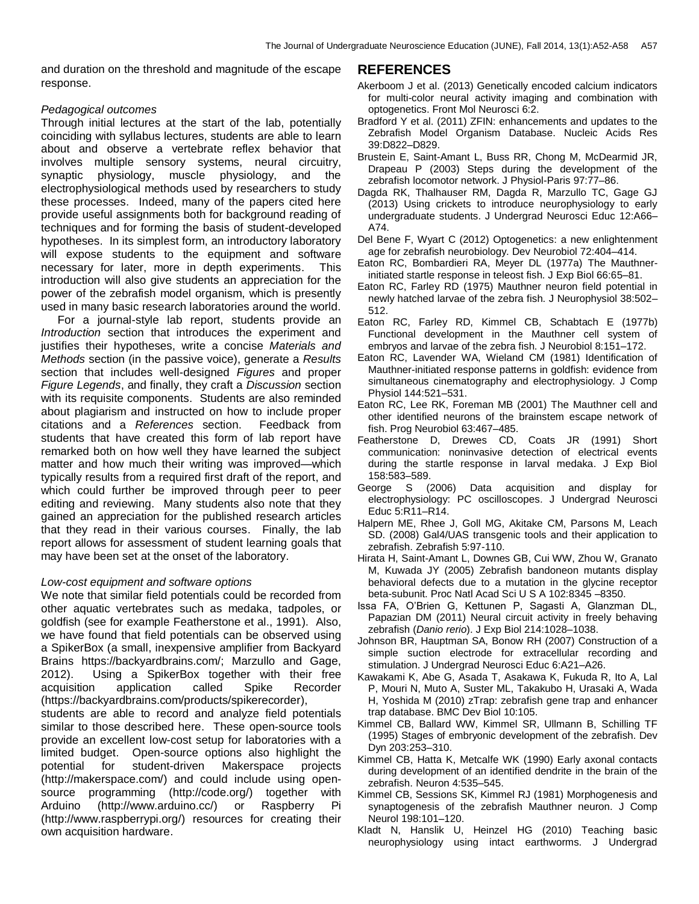and duration on the threshold and magnitude of the escape response.

*Pedagogical outcomes*

Through initial lectures at the start of the lab, potentially coinciding with syllabus lectures, students are able to learn about and observe a vertebrate reflex behavior that involves multiple sensory systems, neural circuitry, synaptic physiology, muscle physiology, and the electrophysiological methods used by researchers to study these processes. Indeed, many of the papers cited here provide useful assignments both for background reading of techniques and for forming the basis of student-developed hypotheses. In its simplest form, an introductory laboratory will expose students to the equipment and software necessary for later, more in depth experiments. This introduction will also give students an appreciation for the power of the zebrafish model organism, which is presently used in many basic research laboratories around the world.

For a journal-style lab report, students provide an *Introduction* section that introduces the experiment and justifies their hypotheses, write a concise *Materials and Methods* section (in the passive voice), generate a *Results* section that includes well-designed *Figures* and proper *Figure Legends*, and finally, they craft a *Discussion* section with its requisite components. Students are also reminded about plagiarism and instructed on how to include proper citations and a *References* section. Feedback from students that have created this form of lab report have remarked both on how well they have learned the subject matter and how much their writing was improved—which typically results from a required first draft of the report, and which could further be improved through peer to peer editing and reviewing. Many students also note that they gained an appreciation for the published research articles that they read in their various courses. Finally, the lab report allows for assessment of student learning goals that may have been set at the onset of the laboratory.

*Low-cost equipment and software options*

We note that similar field potentials could be recorded from other aquatic vertebrates such as medaka, tadpoles, or goldfish (see for example Featherstone et al., 1991). Also, we have found that field potentials can be observed using a SpikerBox (a small, inexpensive amplifier from Backyard Brains https://backyardbrains.com/; Marzullo and Gage, 2012). Using a SpikerBox together with their free acquisition application called Spike Recorder (https://backyardbrains.com/products/spikerecorder), students are able to record and analyze field potentials similar to those described here. These open-source tools provide an excellent low-cost setup for laboratories with a limited budget. Open-source options also highlight the potential for student-driven Makerspace projects (http://makerspace.com/) and could include using open-source programming (http://code.org/) together with Arduino (http://www.arduino.cc/) or Raspberry Pi (http://www.raspberrypi.org/) resources for creating their own acquisition hardware.

## REFERENCES

Akerboom J et al. (2013) Genetically encoded calcium indicators for multi-color neural activity imaging and combination with optogenetics. Front Mol Neurosci 6:2.

Bradford Y et al. (2011) ZFIN: enhancements and updates to the Zebrafish Model Organism Database. Nucleic Acids Res 39:D822–D829.

Brustein E, Saint-Amant L, Buss RR, Chong M, McDearmid JR, Drapeau P (2003) Steps during the development of the zebrafish locomotor network. J Physiol-Paris 97:77–86.

Dagda RK, Thalhauser RM, Dagda R, Marzullo TC, Gage GJ (2013) Using crickets to introduce neurophysiology to early undergraduate students. J Undergrad Neurosci Educ 12:A66–A74.

Del Bene F, Wyart C (2012) Optogenetics: a new enlightenment age for zebrafish neurobiology. Dev Neurobiol 72:404–414.

Eaton RC, Bombardieri RA, Meyer DL (1977a) The Mauthner-initiated startle response in teleost fish. J Exp Biol 66:65–81.

Eaton RC, Farley RD (1975) Mauthner neuron field potential in newly hatched larvae of the zebra fish. J Neurophysiol 38:502–512.

Eaton RC, Farley RD, Kimmel CB, Schabtach E (1977b) Functional development in the Mauthner cell system of embryos and larvae of the zebra fish. J Neurobiol 8:151–172.

Eaton RC, Lavender WA, Wieland CM (1981) Identification of Mauthner-initiated response patterns in goldfish: evidence from simultaneous cinematography and electrophysiology. J Comp Physiol 144:521–531.

Eaton RC, Lee RK, Foreman MB (2001) The Mauthner cell and other identified neurons of the brainstem escape network of fish. Prog Neurobiol 63:467–485.

Featherstone D, Drewes CD, Coats JR (1991) Short communication: noninvasive detection of electrical events during the startle response in larval medaka. J Exp Biol 158:583–589.

George S (2006) Data acquisition and display for electrophysiology: PC oscilloscopes. J Undergrad Neurosci Educ 5:R11–R14.

Halpern ME, Rhee J, Goll MG, Akitake CM, Parsons M, Leach SD. (2008) Gal4/UAS transgenic tools and their application to zebrafish. Zebrafish 5:97-110.

Hirata H, Saint-Amant L, Downes GB, Cui WW, Zhou W, Granato M, Kuwada JY (2005) Zebrafish bandoneon mutants display behavioral defects due to a mutation in the glycine receptor beta-subunit. Proc Natl Acad Sci U S A 102:8345 –8350.

Issa FA, O'Brien G, Kettunen P, Sagasti A, Glanzman DL, Papazian DM (2011) Neural circuit activity in freely behaving zebrafish (*Danio rerio*). J Exp Biol 214:1028–1038.

Johnson BR, Hauptman SA, Bonow RH (2007) Construction of a simple suction electrode for extracellular recording and stimulation. J Undergrad Neurosci Educ 6:A21–A26.

Kawakami K, Abe G, Asada T, Asakawa K, Fukuda R, Ito A, Lal P, Mouri N, Muto A, Suster ML, Takakubo H, Urasaki A, Wada H, Yoshida M (2010) zTrap: zebrafish gene trap and enhancer trap database. BMC Dev Biol 10:105.

Kimmel CB, Ballard WW, Kimmel SR, Ullmann B, Schilling TF (1995) Stages of embryonic development of the zebrafish. Dev Dyn 203:253–310.

Kimmel CB, Hatta K, Metcalfe WK (1990) Early axonal contacts during development of an identified dendrite in the brain of the zebrafish. Neuron 4:535–545.

Kimmel CB, Sessions SK, Kimmel RJ (1981) Morphogenesis and synaptogenesis of the zebrafish Mauthner neuron. J Comp Neurol 198:101–120.

Kladt N, Hanslik U, Heinzel HG (2010) Teaching basic neurophysiology using intact earthworms. J Undergrad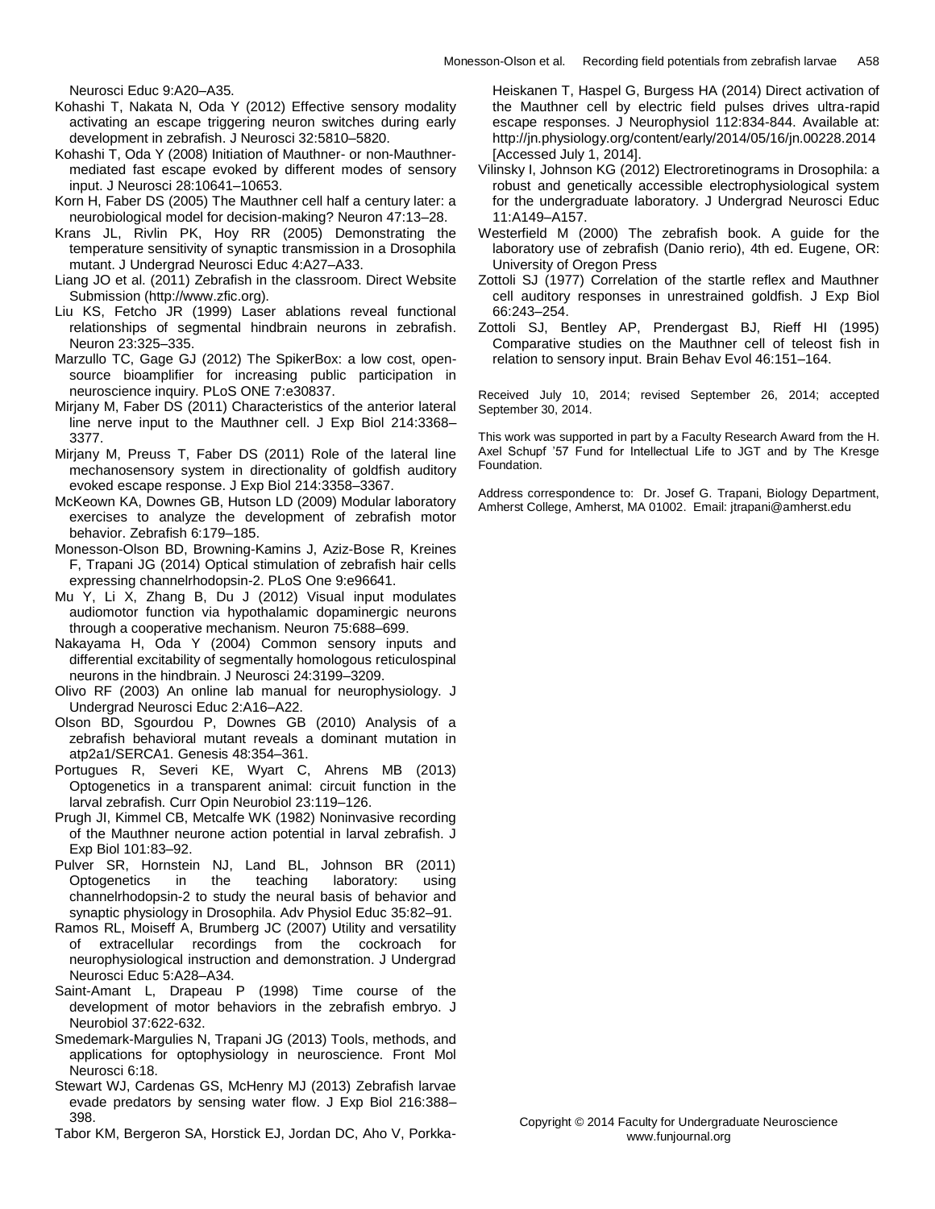Neurosci Educ 9:A20–A35.

Kohashi T, Nakata N, Oda Y (2012) Effective sensory modality activating an escape triggering neuron switches during early development in zebrafish. J Neurosci 32:5810–5820.

Kohashi T, Oda Y (2008) Initiation of Mauthner- or non-Mauthner-mediated fast escape evoked by different modes of sensory input. J Neurosci 28:10641–10653.

Korn H, Faber DS (2005) The Mauthner cell half a century later: a neurobiological model for decision-making? Neuron 47:13–28.

Krans JL, Rivlin PK, Hoy RR (2005) Demonstrating the temperature sensitivity of synaptic transmission in a Drosophila mutant. J Undergrad Neurosci Educ 4:A27–A33.

Liang JO et al. (2011) Zebrafish in the classroom. Direct Website Submission (http://www.zfic.org).

Liu KS, Fetcho JR (1999) Laser ablations reveal functional relationships of segmental hindbrain neurons in zebrafish. Neuron 23:325–335.

Marzullo TC, Gage GJ (2012) The SpikerBox: a low cost, open-source bioamplifier for increasing public participation in neuroscience inquiry. PLoS ONE 7:e30837.

Mirjany M, Faber DS (2011) Characteristics of the anterior lateral line nerve input to the Mauthner cell. J Exp Biol 214:3368–3377.

Mirjany M, Preuss T, Faber DS (2011) Role of the lateral line mechanosensory system in directionality of goldfish auditory evoked escape response. J Exp Biol 214:3358–3367.

McKeown KA, Downes GB, Hutson LD (2009) Modular laboratory exercises to analyze the development of zebrafish motor behavior. Zebrafish 6:179–185.

Monesson-Olson BD, Browning-Kamins J, Aziz-Bose R, Kreines F, Trapani JG (2014) Optical stimulation of zebrafish hair cells expressing channelrhodopsin-2. PLoS One 9:e96641.

Mu Y, Li X, Zhang B, Du J (2012) Visual input modulates audiomotor function via hypothalamic dopaminergic neurons through a cooperative mechanism. Neuron 75:688–699.

Nakayama H, Oda Y (2004) Common sensory inputs and differential excitability of segmentally homologous reticulospinal neurons in the hindbrain. J Neurosci 24:3199–3209.

Olivo RF (2003) An online lab manual for neurophysiology. J Undergrad Neurosci Educ 2:A16–A22.

Olson BD, Sgourdou P, Downes GB (2010) Analysis of a zebrafish behavioral mutant reveals a dominant mutation in atp2a1/SERCA1. Genesis 48:354–361.

Portugues R, Severi KE, Wyart C, Ahrens MB (2013) Optogenetics in a transparent animal: circuit function in the larval zebrafish. Curr Opin Neurobiol 23:119–126.

Prugh JI, Kimmel CB, Metcalfe WK (1982) Noninvasive recording of the Mauthner neurone action potential in larval zebrafish. J Exp Biol 101:83–92.

Pulver SR, Hornstein NJ, Land BL, Johnson BR (2011) Optogenetics in the teaching laboratory: using channelrhodopsin-2 to study the neural basis of behavior and synaptic physiology in Drosophila. Adv Physiol Educ 35:82–91.

Ramos RL, Moiseff A, Brumberg JC (2007) Utility and versatility of extracellular recordings from the cockroach for neurophysiological instruction and demonstration. J Undergrad Neurosci Educ 5:A28–A34.

Saint-Amant L, Drapeau P (1998) Time course of the development of motor behaviors in the zebrafish embryo. J Neurobiol 37:622-632.

Smedemark-Margulies N, Trapani JG (2013) Tools, methods, and applications for optophysiology in neuroscience. Front Mol Neurosci 6:18.

Stewart WJ, Cardenas GS, McHenry MJ (2013) Zebrafish larvae evade predators by sensing water flow. J Exp Biol 216:388–398.

Tabor KM, Bergeron SA, Horstick EJ, Jordan DC, Aho V, Porkka-Heiskanen T, Haspel G, Burgess HA (2014) Direct activation of the Mauthner cell by electric field pulses drives ultra-rapid escape responses. J Neurophysiol 112:834-844. Available at: http://jn.physiology.org/content/early/2014/05/16/jn.00228.2014 [Accessed July 1, 2014].

Vilinsky I, Johnson KG (2012) Electroretinograms in Drosophila: a robust and genetically accessible electrophysiological system for the undergraduate laboratory. J Undergrad Neurosci Educ 11:A149–A157.

Westerfield M (2000) The zebrafish book. A guide for the laboratory use of zebrafish (Danio rerio), 4th ed. Eugene, OR: University of Oregon Press

Zottoli SJ (1977) Correlation of the startle reflex and Mauthner cell auditory responses in unrestrained goldfish. J Exp Biol 66:243–254.

Zottoli SJ, Bentley AP, Prendergast BJ, Rieff HI (1995) Comparative studies on the Mauthner cell of teleost fish in relation to sensory input. Brain Behav Evol 46:151–164.

Received July 10, 2014; revised September 26, 2014; accepted September 30, 2014.

This work was supported in part by a Faculty Research Award from the H. Axel Schupf '57 Fund for Intellectual Life to JGT and by The Kresge Foundation.

Address correspondence to: Dr. Josef G. Trapani, Biology Department, Amherst College, Amherst, MA 01002. Email: jtrapani@amherst.edu

Copyright © 2014 Faculty for Undergraduate Neuroscience
www.funjournal.org